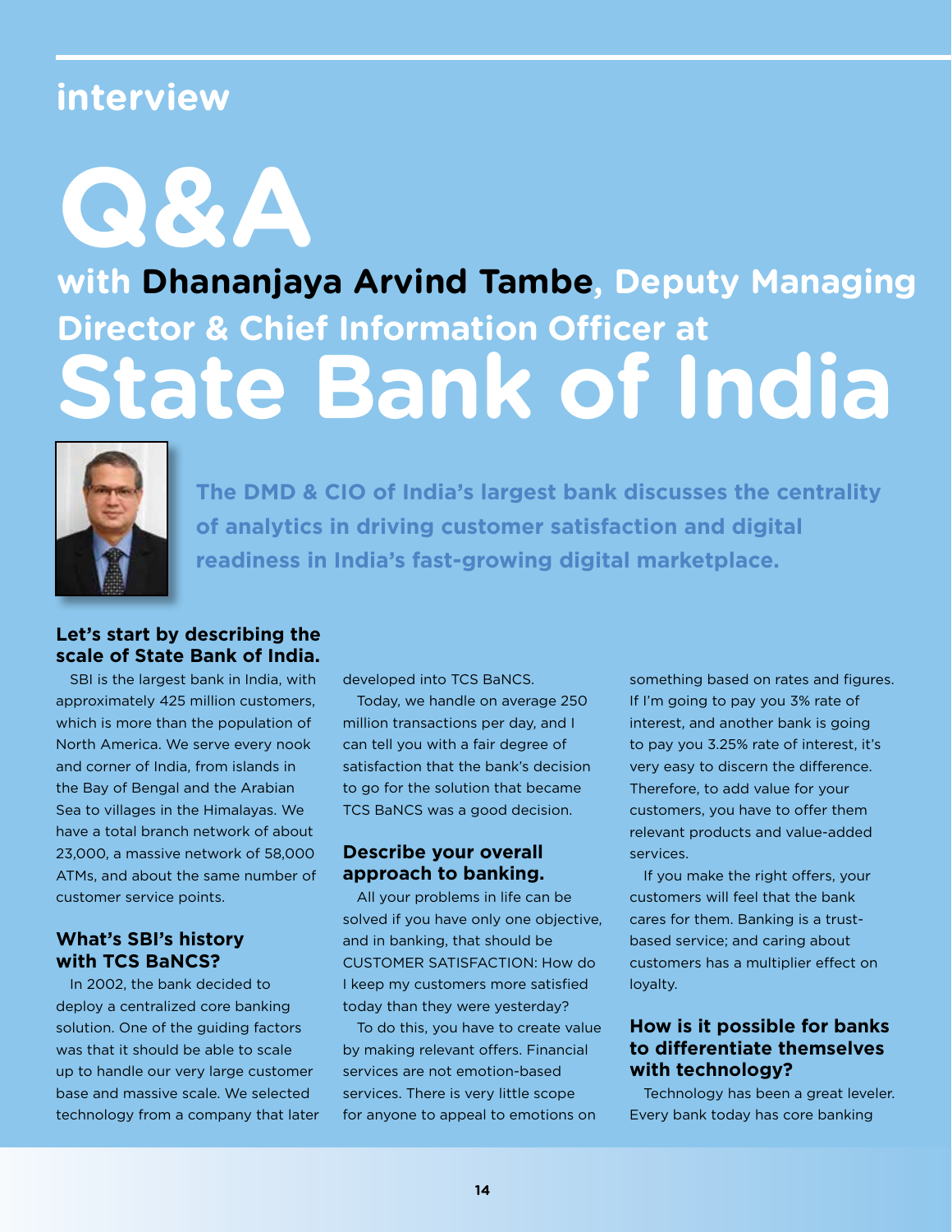interview

# Q&A

## with Dhananjaya Arvind Tambe, Deputy Managing Director & Chief Information Officer at State Bank of India

**The DMD & CIO of India's largest bank discusses the centrality of analytics in driving customer satisfaction and digital readiness in India's fast-growing digital marketplace.**

### Let's start by describing the scale of State Bank of India.

SBI is the largest bank in India, with approximately 425 million customers, which is more than the population of North America. We serve every nook and corner of India, from islands in the Bay of Bengal and the Arabian Sea to villages in the Himalayas. We have a total branch network of about 23,000, a massive network of 58,000 ATMs, and about the same number of customer service points.

### What's SBI's history with TCS BaNCS?

In 2002, the bank decided to deploy a centralized core banking solution. One of the guiding factors was that it should be able to scale up to handle our very large customer base and massive scale. We selected technology from a company that later developed into TCS BaNCS.

Today, we handle on average 250 million transactions per day, and I can tell you with a fair degree of satisfaction that the bank's decision to go for the solution that became TCS BaNCS was a good decision.

### Describe your overall approach to banking.

All your problems in life can be solved if you have only one objective, and in banking, that should be CUSTOMER SATISFACTION: How do I keep my customers more satisfied today than they were yesterday?

To do this, you have to create value by making relevant offers. Financial services are not emotion-based services. There is very little scope for anyone to appeal to emotions on something based on rates and figures. If I'm going to pay you 3% rate of interest, and another bank is going to pay you 3.25% rate of interest, it's very easy to discern the difference. Therefore, to add value for your customers, you have to offer them relevant products and value-added services.

If you make the right offers, your customers will feel that the bank cares for them. Banking is a trust-based service; and caring about customers has a multiplier effect on loyalty.

### How is it possible for banks to differentiate themselves with technology?

Technology has been a great leveler. Every bank today has core banking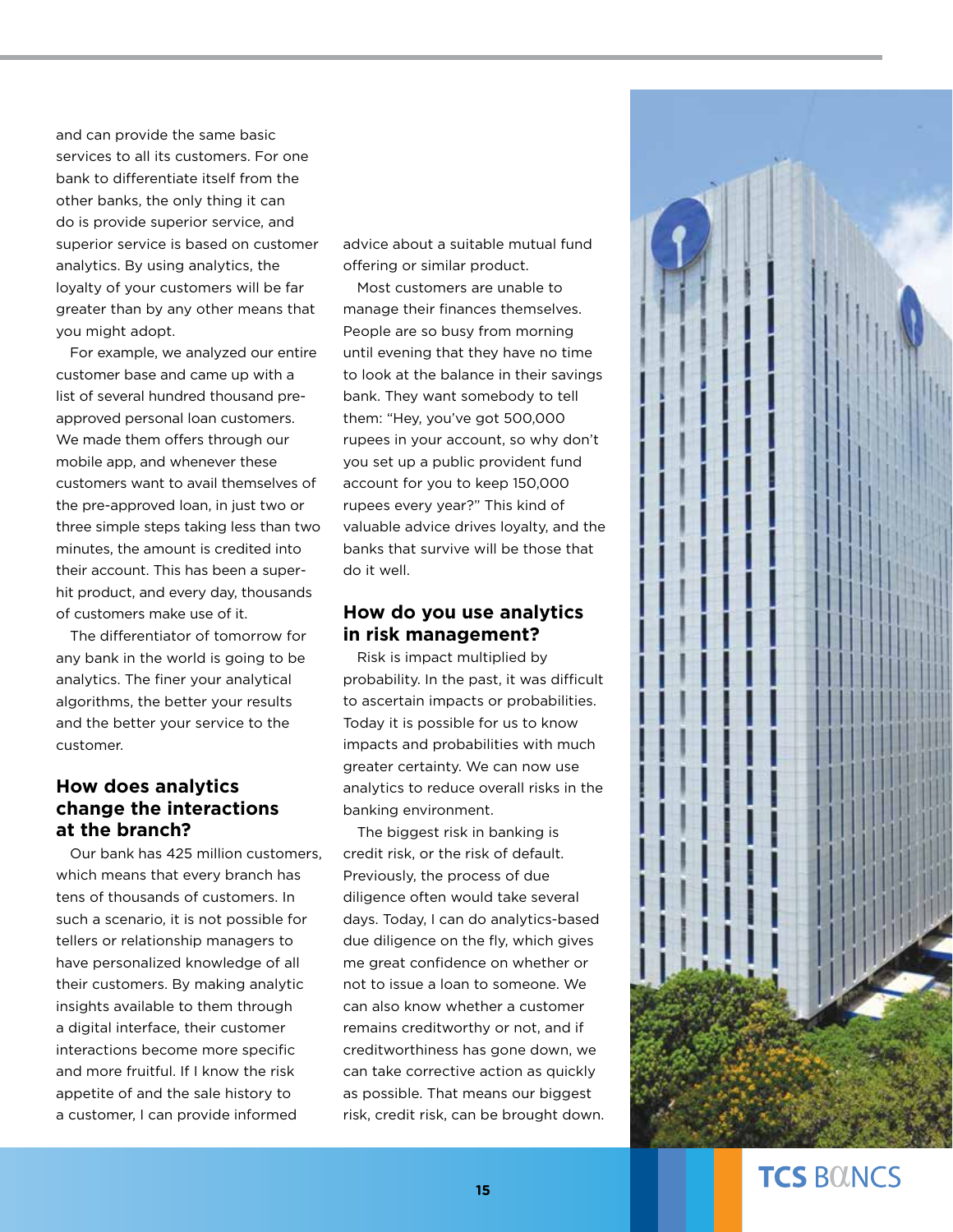and can provide the same basic services to all its customers. For one bank to differentiate itself from the other banks, the only thing it can do is provide superior service, and superior service is based on customer analytics. By using analytics, the loyalty of your customers will be far greater than by any other means that you might adopt.

For example, we analyzed our entire customer base and came up with a list of several hundred thousand pre-approved personal loan customers. We made them offers through our mobile app, and whenever these customers want to avail themselves of the pre-approved loan, in just two or three simple steps taking less than two minutes, the amount is credited into their account. This has been a super-hit product, and every day, thousands of customers make use of it.

The differentiator of tomorrow for any bank in the world is going to be analytics. The finer your analytical algorithms, the better your results and the better your service to the customer.

### How does analytics change the interactions at the branch?

Our bank has 425 million customers, which means that every branch has tens of thousands of customers. In such a scenario, it is not possible for tellers or relationship managers to have personalized knowledge of all their customers. By making analytic insights available to them through a digital interface, their customer interactions become more specific and more fruitful. If I know the risk appetite of and the sale history to a customer, I can provide informed advice about a suitable mutual fund offering or similar product.

Most customers are unable to manage their finances themselves. People are so busy from morning until evening that they have no time to look at the balance in their savings bank. They want somebody to tell them: "Hey, you've got 500,000 rupees in your account, so why don't you set up a public provident fund account for you to keep 150,000 rupees every year?" This kind of valuable advice drives loyalty, and the banks that survive will be those that do it well.

### How do you use analytics in risk management?

Risk is impact multiplied by probability. In the past, it was difficult to ascertain impacts or probabilities. Today it is possible for us to know impacts and probabilities with much greater certainty. We can now use analytics to reduce overall risks in the banking environment.

The biggest risk in banking is credit risk, or the risk of default. Previously, the process of due diligence often would take several days. Today, I can do analytics-based due diligence on the fly, which gives me great confidence on whether or not to issue a loan to someone. We can also know whether a customer remains creditworthy or not, and if creditworthiness has gone down, we can take corrective action as quickly as possible. That means our biggest risk, credit risk, can be brought down.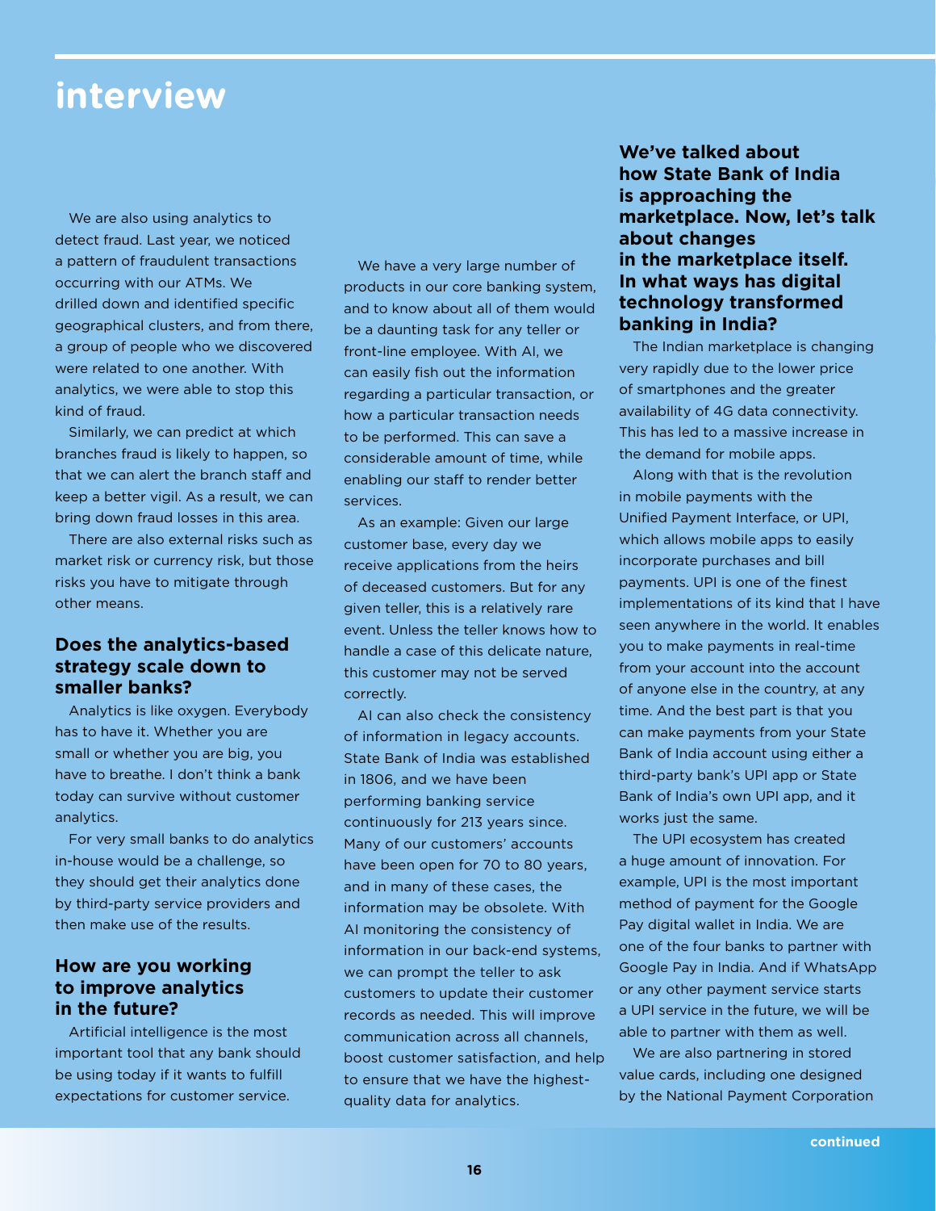We are also using analytics to detect fraud. Last year, we noticed a pattern of fraudulent transactions occurring with our ATMs. We drilled down and identified specific geographical clusters, and from there, a group of people who we discovered were related to one another. With analytics, we were able to stop this kind of fraud.

Similarly, we can predict at which branches fraud is likely to happen, so that we can alert the branch staff and keep a better vigil. As a result, we can bring down fraud losses in this area.

There are also external risks such as market risk or currency risk, but those risks you have to mitigate through other means.

### Does the analytics-based strategy scale down to smaller banks?

Analytics is like oxygen. Everybody has to have it. Whether you are small or whether you are big, you have to breathe. I don't think a bank today can survive without customer analytics.

For very small banks to do analytics in-house would be a challenge, so they should get their analytics done by third-party service providers and then make use of the results.

### How are you working to improve analytics in the future?

Artificial intelligence is the most important tool that any bank should be using today if it wants to fulfill expectations for customer service.

We have a very large number of products in our core banking system, and to know about all of them would be a daunting task for any teller or front-line employee. With AI, we can easily fish out the information regarding a particular transaction, or how a particular transaction needs to be performed. This can save a considerable amount of time, while enabling our staff to render better services.

As an example: Given our large customer base, every day we receive applications from the heirs of deceased customers. But for any given teller, this is a relatively rare event. Unless the teller knows how to handle a case of this delicate nature, this customer may not be served correctly.

AI can also check the consistency of information in legacy accounts. State Bank of India was established in 1806, and we have been performing banking service continuously for 213 years since. Many of our customers' accounts have been open for 70 to 80 years, and in many of these cases, the information may be obsolete. With AI monitoring the consistency of information in our back-end systems, we can prompt the teller to ask customers to update their customer records as needed. This will improve communication across all channels, boost customer satisfaction, and help to ensure that we have the highest-quality data for analytics.

### We've talked about how State Bank of India is approaching the marketplace. Now, let's talk about changes in the marketplace itself. In what ways has digital technology transformed banking in India?

The Indian marketplace is changing very rapidly due to the lower price of smartphones and the greater availability of 4G data connectivity. This has led to a massive increase in the demand for mobile apps.

Along with that is the revolution in mobile payments with the Unified Payment Interface, or UPI, which allows mobile apps to easily incorporate purchases and bill payments. UPI is one of the finest implementations of its kind that I have seen anywhere in the world. It enables you to make payments in real-time from your account into the account of anyone else in the country, at any time. And the best part is that you can make payments from your State Bank of India account using either a third-party bank's UPI app or State Bank of India's own UPI app, and it works just the same.

The UPI ecosystem has created a huge amount of innovation. For example, UPI is the most important method of payment for the Google Pay digital wallet in India. We are one of the four banks to partner with Google Pay in India. And if WhatsApp or any other payment service starts a UPI service in the future, we will be able to partner with them as well.

We are also partnering in stored value cards, including one designed by the National Payment Corporation

continued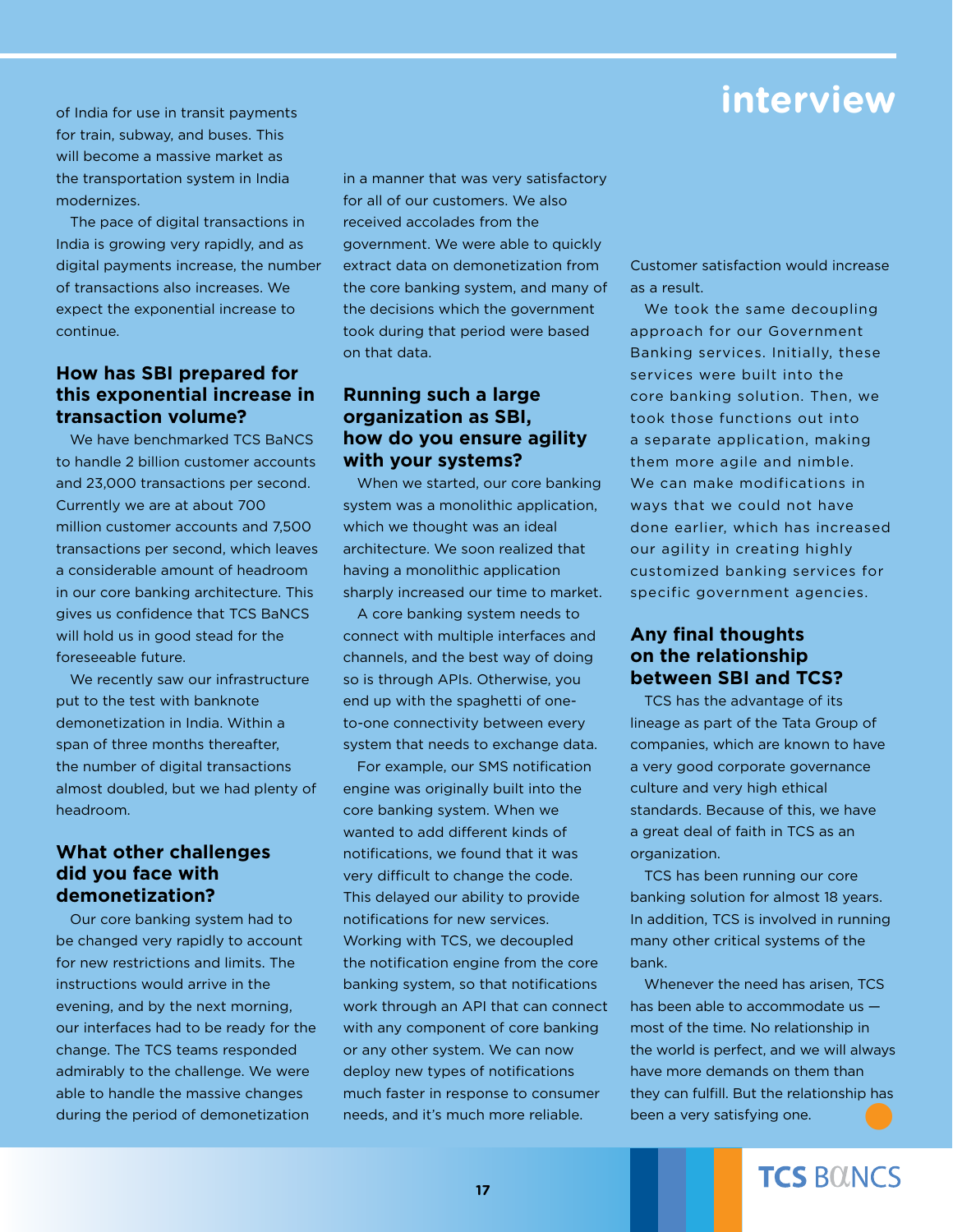of India for use in transit payments for train, subway, and buses. This will become a massive market as the transportation system in India modernizes.

The pace of digital transactions in India is growing very rapidly, and as digital payments increase, the number of transactions also increases. We expect the exponential increase to continue.

### How has SBI prepared for this exponential increase in transaction volume?

We have benchmarked TCS BaNCS to handle 2 billion customer accounts and 23,000 transactions per second. Currently we are at about 700 million customer accounts and 7,500 transactions per second, which leaves a considerable amount of headroom in our core banking architecture. This gives us confidence that TCS BaNCS will hold us in good stead for the foreseeable future.

We recently saw our infrastructure put to the test with banknote demonetization in India. Within a span of three months thereafter, the number of digital transactions almost doubled, but we had plenty of headroom.

### What other challenges did you face with demonetization?

Our core banking system had to be changed very rapidly to account for new restrictions and limits. The instructions would arrive in the evening, and by the next morning, our interfaces had to be ready for the change. The TCS teams responded admirably to the challenge. We were able to handle the massive changes during the period of demonetization in a manner that was very satisfactory for all of our customers. We also received accolades from the government. We were able to quickly extract data on demonetization from the core banking system, and many of the decisions which the government took during that period were based on that data.

### Running such a large organization as SBI, how do you ensure agility with your systems?

When we started, our core banking system was a monolithic application, which we thought was an ideal architecture. We soon realized that having a monolithic application sharply increased our time to market.

A core banking system needs to connect with multiple interfaces and channels, and the best way of doing so is through APIs. Otherwise, you end up with the spaghetti of one-to-one connectivity between every system that needs to exchange data.

For example, our SMS notification engine was originally built into the core banking system. When we wanted to add different kinds of notifications, we found that it was very difficult to change the code. This delayed our ability to provide notifications for new services. Working with TCS, we decoupled the notification engine from the core banking system, so that notifications work through an API that can connect with any component of core banking or any other system. We can now deploy new types of notifications much faster in response to consumer needs, and it's much more reliable. Customer satisfaction would increase as a result.

We took the same decoupling approach for our Government Banking services. Initially, these services were built into the core banking solution. Then, we took those functions out into a separate application, making them more agile and nimble. We can make modifications in ways that we could not have done earlier, which has increased our agility in creating highly customized banking services for specific government agencies.

### Any final thoughts on the relationship between SBI and TCS?

TCS has the advantage of its lineage as part of the Tata Group of companies, which are known to have a very good corporate governance culture and very high ethical standards. Because of this, we have a great deal of faith in TCS as an organization.

TCS has been running our core banking solution for almost 18 years. In addition, TCS is involved in running many other critical systems of the bank.

Whenever the need has arisen, TCS has been able to accommodate us — most of the time. No relationship in the world is perfect, and we will always have more demands on them than they can fulfill. But the relationship has been a very satisfying one.